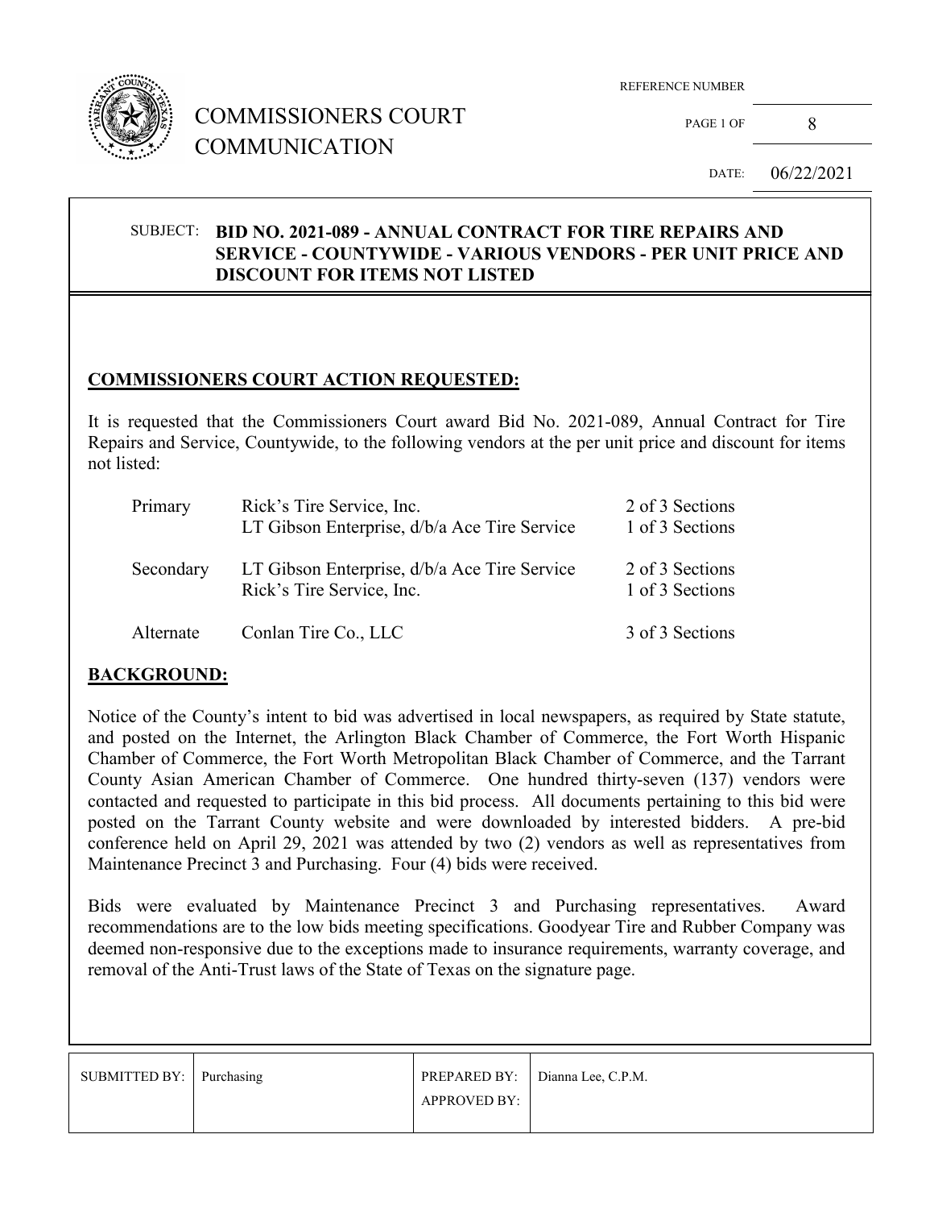# COMMISSIONERS COURT COMMUNICATION

REFERENCE NUMBER

PAGE 1 OF 8

DATE: 06/22/2021

SUBJECT: **BID NO. 2021-089 - ANNUAL CONTRACT FOR TIRE REPAIRS AND SERVICE - COUNTYWIDE - VARIOUS VENDORS - PER UNIT PRICE AND DISCOUNT FOR ITEMS NOT LISTED**

## COMMISSIONERS COURT ACTION REQUESTED:

It is requested that the Commissioners Court award Bid No. 2021-089, Annual Contract for Tire Repairs and Service, Countywide, to the following vendors at the per unit price and discount for items not listed:

| | | |
|---|---|---|
| Primary | Rick's Tire Service, Inc. | 2 of 3 Sections |
| | LT Gibson Enterprise, d/b/a Ace Tire Service | 1 of 3 Sections |
| Secondary | LT Gibson Enterprise, d/b/a Ace Tire Service | 2 of 3 Sections |
| | Rick's Tire Service, Inc. | 1 of 3 Sections |
| Alternate | Conlan Tire Co., LLC | 3 of 3 Sections |

## BACKGROUND:

Notice of the County's intent to bid was advertised in local newspapers, as required by State statute, and posted on the Internet, the Arlington Black Chamber of Commerce, the Fort Worth Hispanic Chamber of Commerce, the Fort Worth Metropolitan Black Chamber of Commerce, and the Tarrant County Asian American Chamber of Commerce. One hundred thirty-seven (137) vendors were contacted and requested to participate in this bid process. All documents pertaining to this bid were posted on the Tarrant County website and were downloaded by interested bidders. A pre-bid conference held on April 29, 2021 was attended by two (2) vendors as well as representatives from Maintenance Precinct 3 and Purchasing. Four (4) bids were received.

Bids were evaluated by Maintenance Precinct 3 and Purchasing representatives. Award recommendations are to the low bids meeting specifications. Goodyear Tire and Rubber Company was deemed non-responsive due to the exceptions made to insurance requirements, warranty coverage, and removal of the Anti-Trust laws of the State of Texas on the signature page.

| SUBMITTED BY: | Purchasing | PREPARED BY: | Dianna Lee, C.P.M. |
|---|---|---|---|
| | | APPROVED BY: | |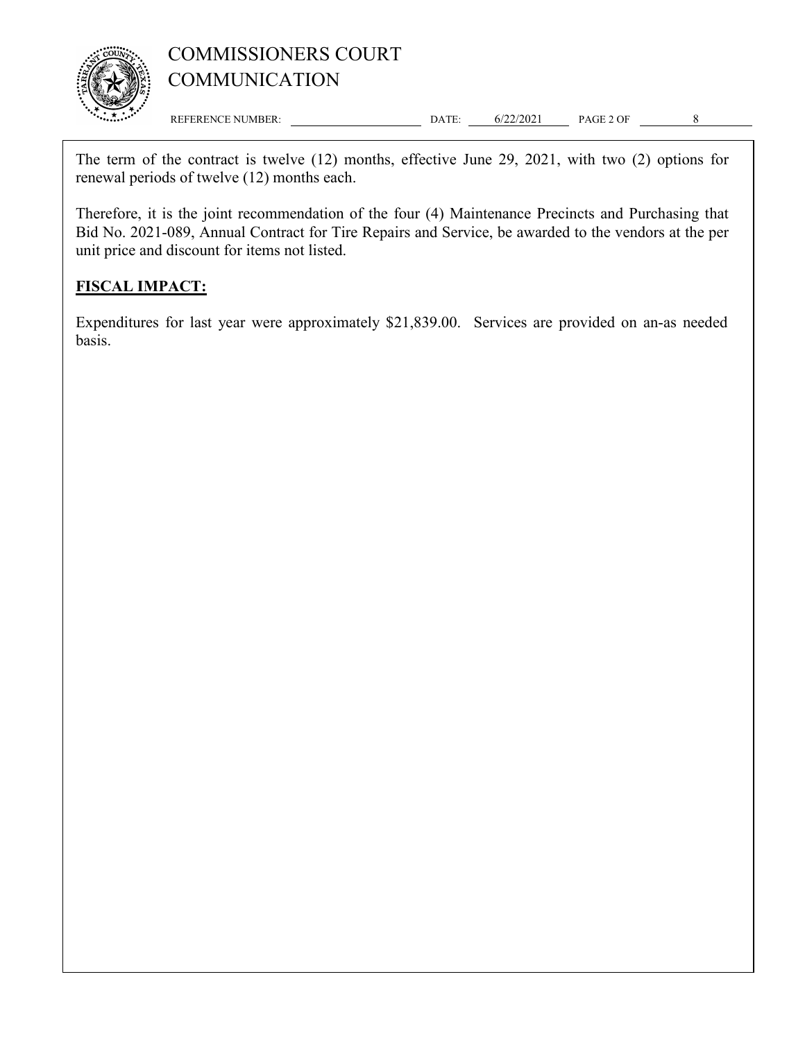The term of the contract is twelve (12) months, effective June 29, 2021, with two (2) options for renewal periods of twelve (12) months each.

Therefore, it is the joint recommendation of the four (4) Maintenance Precincts and Purchasing that Bid No. 2021-089, Annual Contract for Tire Repairs and Service, be awarded to the vendors at the per unit price and discount for items not listed.

**FISCAL IMPACT:**

Expenditures for last year were approximately $21,839.00. Services are provided on an-as needed basis.